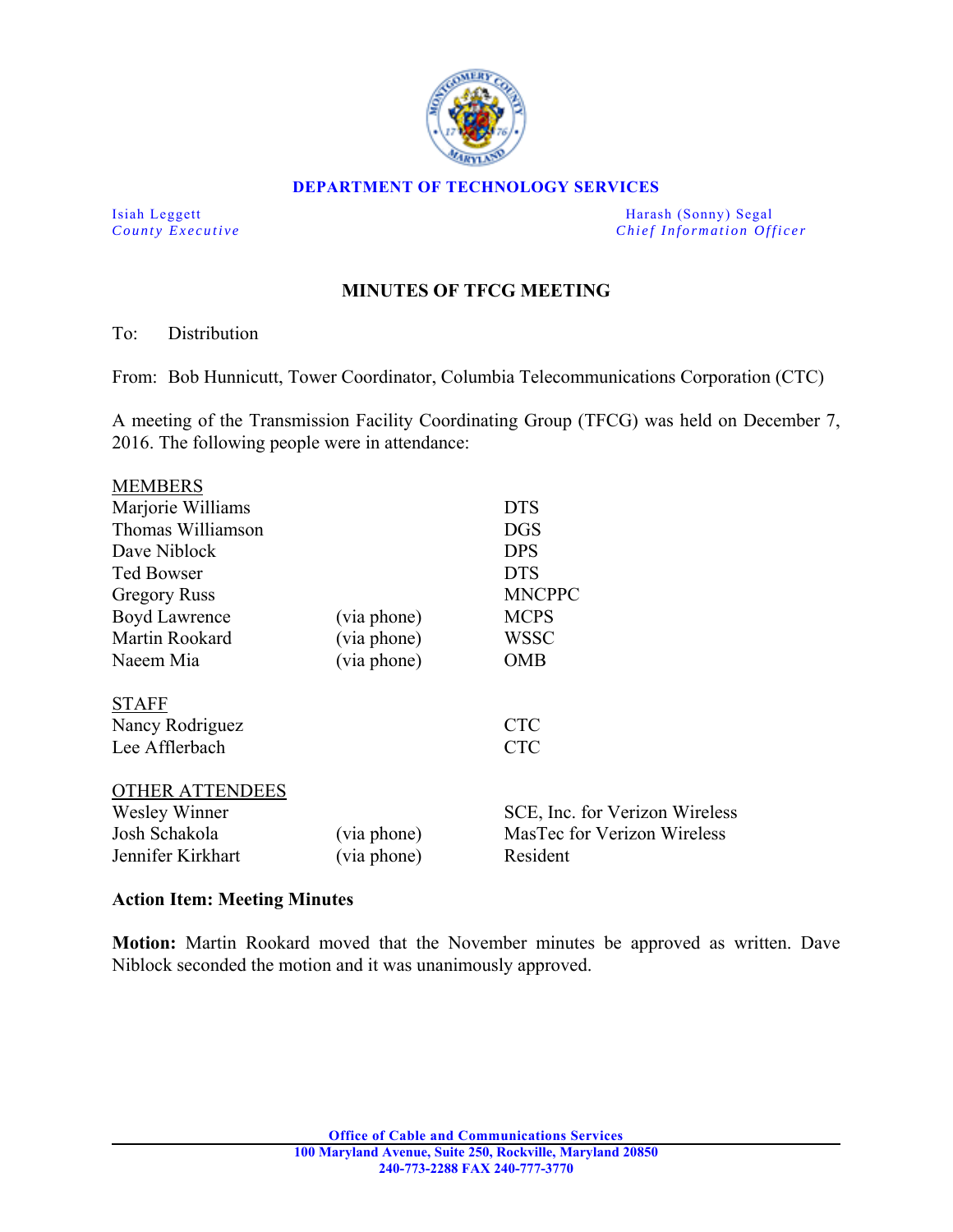**DEPARTMENT OF TECHNOLOGY SERVICES**

*Isiah Leggett*
*County Executive*

*Harash (Sonny) Segal*
*Chief Information Officer*

## MINUTES OF TFCG MEETING

To: Distribution

From: Bob Hunnicutt, Tower Coordinator, Columbia Telecommunications Corporation (CTC)

A meeting of the Transmission Facility Coordinating Group (TFCG) was held on December 7, 2016. The following people were in attendance:

| MEMBERS | | |
|---|---|---|
| Marjorie Williams | | DTS |
| Thomas Williamson | | DGS |
| Dave Niblock | | DPS |
| Ted Bowser | | DTS |
| Gregory Russ | | MNCPPC |
| Boyd Lawrence | (via phone) | MCPS |
| Martin Rookard | (via phone) | WSSC |
| Naeem Mia | (via phone) | OMB |

| STAFF | | |
|---|---|---|
| Nancy Rodriguez | | CTC |
| Lee Afflerbach | | CTC |

| OTHER ATTENDEES | | |
|---|---|---|
| Wesley Winner | | SCE, Inc. for Verizon Wireless |
| Josh Schakola | (via phone) | MasTec for Verizon Wireless |
| Jennifer Kirkhart | (via phone) | Resident |

**Action Item: Meeting Minutes**

**Motion:** Martin Rookard moved that the November minutes be approved as written. Dave Niblock seconded the motion and it was unanimously approved.

**Office of Cable and Communications Services**
**100 Maryland Avenue, Suite 250, Rockville, Maryland 20850**
**240-773-2288 FAX 240-777-3770**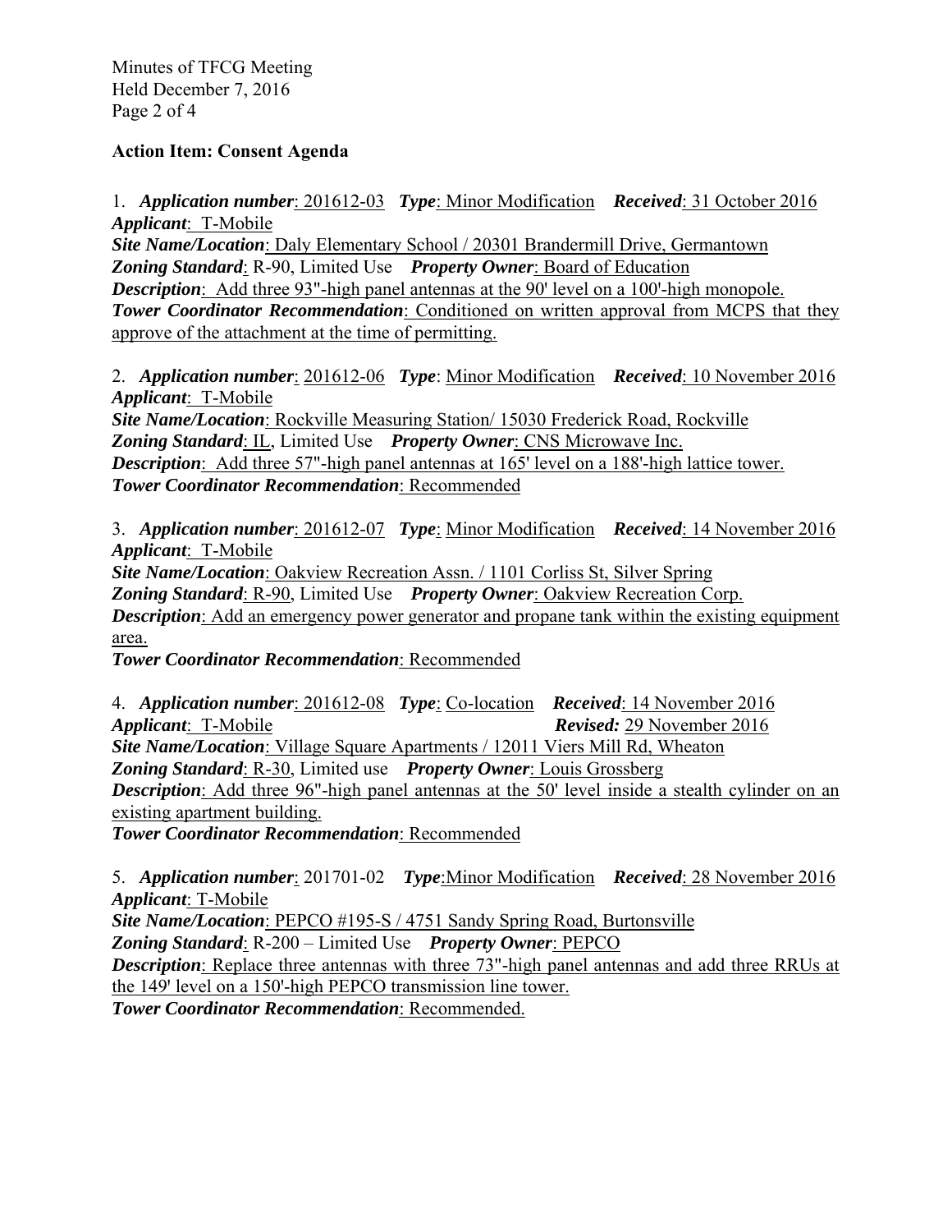**Action Item: Consent Agenda**

1. ***Application number***: 201612-03 ***Type***: Minor Modification ***Received***: 31 October 2016
***Applicant***: T-Mobile
***Site Name/Location***: Daly Elementary School / 20301 Brandermill Drive, Germantown
***Zoning Standard***: R-90, Limited Use ***Property Owner***: Board of Education
***Description***: Add three 93"-high panel antennas at the 90' level on a 100'-high monopole.
***Tower Coordinator Recommendation***: Conditioned on written approval from MCPS that they approve of the attachment at the time of permitting.

2. ***Application number***: 201612-06 ***Type***: Minor Modification ***Received***: 10 November 2016
***Applicant***: T-Mobile
***Site Name/Location***: Rockville Measuring Station/ 15030 Frederick Road, Rockville
***Zoning Standard***: IL, Limited Use ***Property Owner***: CNS Microwave Inc.
***Description***: Add three 57"-high panel antennas at 165' level on a 188'-high lattice tower.
***Tower Coordinator Recommendation***: Recommended

3. ***Application number***: 201612-07 ***Type***: Minor Modification ***Received***: 14 November 2016
***Applicant***: T-Mobile
***Site Name/Location***: Oakview Recreation Assn. / 1101 Corliss St, Silver Spring
***Zoning Standard***: R-90, Limited Use ***Property Owner***: Oakview Recreation Corp.
***Description***: Add an emergency power generator and propane tank within the existing equipment area.
***Tower Coordinator Recommendation***: Recommended

4. ***Application number***: 201612-08 ***Type***: Co-location ***Received***: 14 November 2016
***Applicant***: T-Mobile ***Revised:*** 29 November 2016
***Site Name/Location***: Village Square Apartments / 12011 Viers Mill Rd, Wheaton
***Zoning Standard***: R-30, Limited use ***Property Owner***: Louis Grossberg
***Description***: Add three 96"-high panel antennas at the 50' level inside a stealth cylinder on an existing apartment building.
***Tower Coordinator Recommendation***: Recommended

5. ***Application number***: 201701-02 ***Type***:Minor Modification ***Received***: 28 November 2016
***Applicant***: T-Mobile
***Site Name/Location***: PEPCO #195-S / 4751 Sandy Spring Road, Burtonsville
***Zoning Standard***: R-200 – Limited Use ***Property Owner***: PEPCO
***Description***: Replace three antennas with three 73"-high panel antennas and add three RRUs at the 149' level on a 150'-high PEPCO transmission line tower.
***Tower Coordinator Recommendation***: Recommended.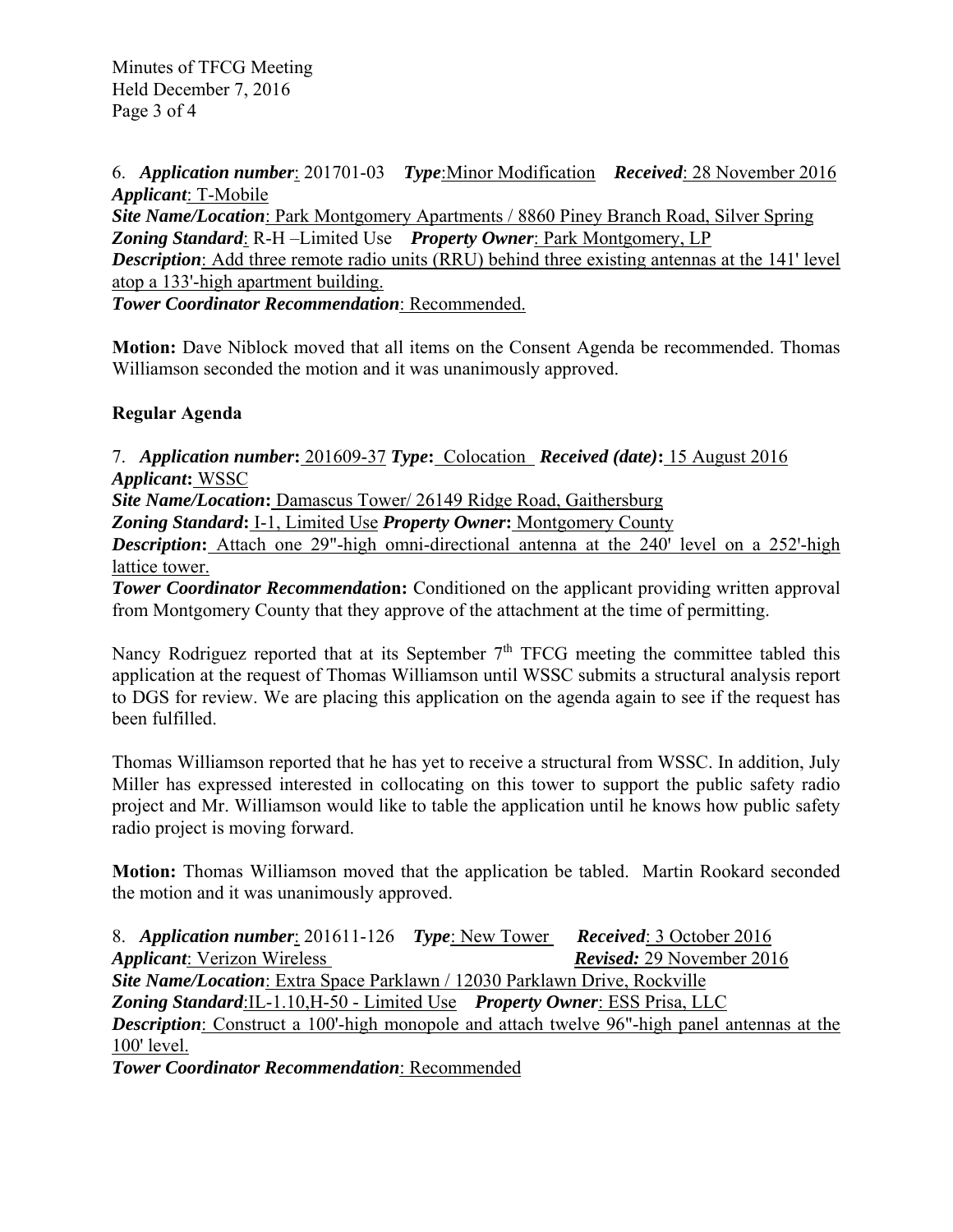6. ***Application number***: 201701-03 ***Type***: Minor Modification ***Received***: 28 November 2016
***Applicant***: T-Mobile
***Site Name/Location***: Park Montgomery Apartments / 8860 Piney Branch Road, Silver Spring
***Zoning Standard***: R-H –Limited Use ***Property Owner***: Park Montgomery, LP
***Description***: Add three remote radio units (RRU) behind three existing antennas at the 141' level atop a 133'-high apartment building.
***Tower Coordinator Recommendation***: Recommended.

**Motion:** Dave Niblock moved that all items on the Consent Agenda be recommended. Thomas Williamson seconded the motion and it was unanimously approved.

**Regular Agenda**

7. ***Application number*:** 201609-37 ***Type*:** Colocation ***Received (date)*:** 15 August 2016
***Applicant*:** WSSC
***Site Name/Location*:** Damascus Tower/ 26149 Ridge Road, Gaithersburg
***Zoning Standard*:** I-1, Limited Use ***Property Owner*:** Montgomery County
***Description*:** Attach one 29"-high omni-directional antenna at the 240' level on a 252'-high lattice tower.
***Tower Coordinator Recommendation*:** Conditioned on the applicant providing written approval from Montgomery County that they approve of the attachment at the time of permitting.

Nancy Rodriguez reported that at its September 7th TFCG meeting the committee tabled this application at the request of Thomas Williamson until WSSC submits a structural analysis report to DGS for review. We are placing this application on the agenda again to see if the request has been fulfilled.

Thomas Williamson reported that he has yet to receive a structural from WSSC. In addition, July Miller has expressed interested in collocating on this tower to support the public safety radio project and Mr. Williamson would like to table the application until he knows how public safety radio project is moving forward.

**Motion:** Thomas Williamson moved that the application be tabled. Martin Rookard seconded the motion and it was unanimously approved.

8. ***Application number***: 201611-126 ***Type***: New Tower ***Received***: 3 October 2016
***Applicant***: Verizon Wireless ***Revised:*** 29 November 2016
***Site Name/Location***: Extra Space Parklawn / 12030 Parklawn Drive, Rockville
***Zoning Standard***: IL-1.10,H-50 - Limited Use ***Property Owner***: ESS Prisa, LLC
***Description***: Construct a 100'-high monopole and attach twelve 96"-high panel antennas at the 100' level.
***Tower Coordinator Recommendation***: Recommended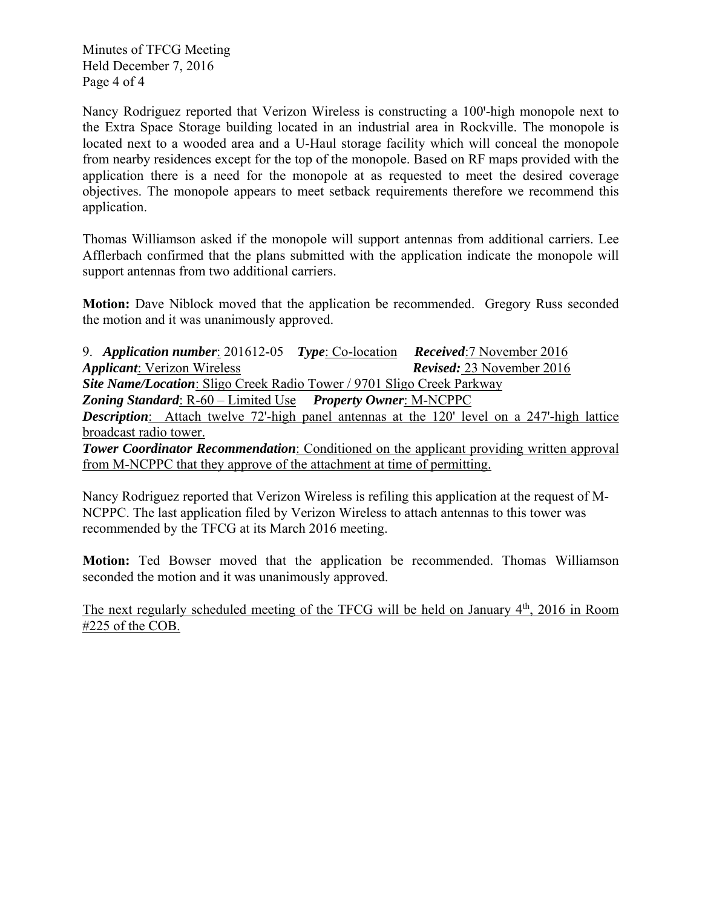Nancy Rodriguez reported that Verizon Wireless is constructing a 100'-high monopole next to the Extra Space Storage building located in an industrial area in Rockville. The monopole is located next to a wooded area and a U-Haul storage facility which will conceal the monopole from nearby residences except for the top of the monopole. Based on RF maps provided with the application there is a need for the monopole at as requested to meet the desired coverage objectives. The monopole appears to meet setback requirements therefore we recommend this application.

Thomas Williamson asked if the monopole will support antennas from additional carriers. Lee Afflerbach confirmed that the plans submitted with the application indicate the monopole will support antennas from two additional carriers.

**Motion:** Dave Niblock moved that the application be recommended. Gregory Russ seconded the motion and it was unanimously approved.

9. ***Application number***: 201612-05 ***Type***: Co-location ***Received***: 7 November 2016
***Applicant***: Verizon Wireless ***Revised:*** 23 November 2016
***Site Name/Location***: Sligo Creek Radio Tower / 9701 Sligo Creek Parkway
***Zoning Standard***: R-60 – Limited Use ***Property Owner***: M-NCPPC
***Description***: Attach twelve 72'-high panel antennas at the 120' level on a 247'-high lattice broadcast radio tower.
***Tower Coordinator Recommendation***: Conditioned on the applicant providing written approval from M-NCPPC that they approve of the attachment at time of permitting.

Nancy Rodriguez reported that Verizon Wireless is refiling this application at the request of M-NCPPC. The last application filed by Verizon Wireless to attach antennas to this tower was recommended by the TFCG at its March 2016 meeting.

**Motion:** Ted Bowser moved that the application be recommended. Thomas Williamson seconded the motion and it was unanimously approved.

The next regularly scheduled meeting of the TFCG will be held on January 4th, 2016 in Room #225 of the COB.